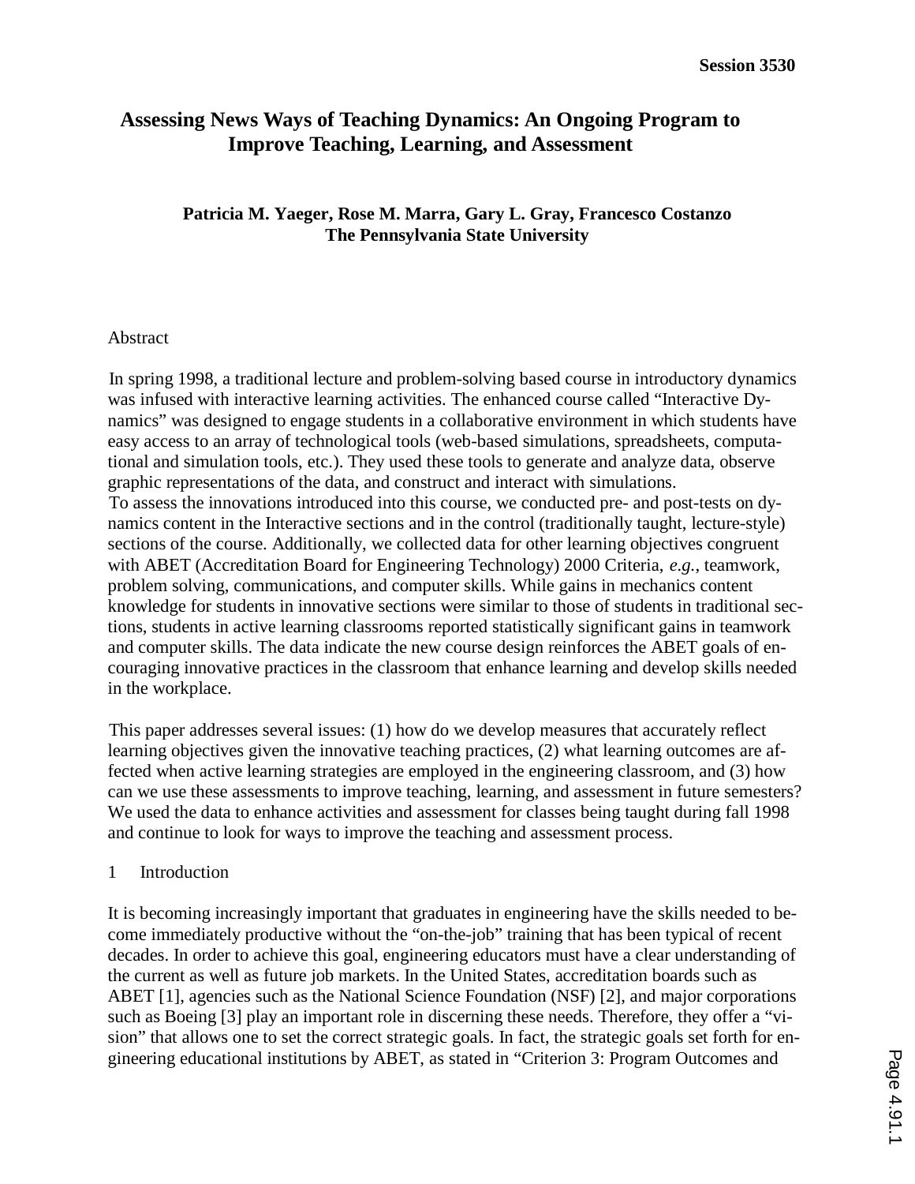# Assessing News Ways of Teaching Dynamics: An Ongoing Program to Improve Teaching, Learning, and Assessment

**Patricia M. Yaeger, Rose M. Marra, Gary L. Gray, Francesco Costanzo**
**The Pennsylvania State University**

## Abstract

In spring 1998, a traditional lecture and problem-solving based course in introductory dynamics was infused with interactive learning activities. The enhanced course called "Interactive Dynamics" was designed to engage students in a collaborative environment in which students have easy access to an array of technological tools (web-based simulations, spreadsheets, computational and simulation tools, etc.). They used these tools to generate and analyze data, observe graphic representations of the data, and construct and interact with simulations.
To assess the innovations introduced into this course, we conducted pre- and post-tests on dynamics content in the Interactive sections and in the control (traditionally taught, lecture-style) sections of the course. Additionally, we collected data for other learning objectives congruent with ABET (Accreditation Board for Engineering Technology) 2000 Criteria, *e.g.*, teamwork, problem solving, communications, and computer skills. While gains in mechanics content knowledge for students in innovative sections were similar to those of students in traditional sections, students in active learning classrooms reported statistically significant gains in teamwork and computer skills. The data indicate the new course design reinforces the ABET goals of encouraging innovative practices in the classroom that enhance learning and develop skills needed in the workplace.

This paper addresses several issues: (1) how do we develop measures that accurately reflect learning objectives given the innovative teaching practices, (2) what learning outcomes are affected when active learning strategies are employed in the engineering classroom, and (3) how can we use these assessments to improve teaching, learning, and assessment in future semesters? We used the data to enhance activities and assessment for classes being taught during fall 1998 and continue to look for ways to improve the teaching and assessment process.

## 1 Introduction

It is becoming increasingly important that graduates in engineering have the skills needed to become immediately productive without the "on-the-job" training that has been typical of recent decades. In order to achieve this goal, engineering educators must have a clear understanding of the current as well as future job markets. In the United States, accreditation boards such as ABET [1], agencies such as the National Science Foundation (NSF) [2], and major corporations such as Boeing [3] play an important role in discerning these needs. Therefore, they offer a "vision" that allows one to set the correct strategic goals. In fact, the strategic goals set forth for engineering educational institutions by ABET, as stated in "Criterion 3: Program Outcomes and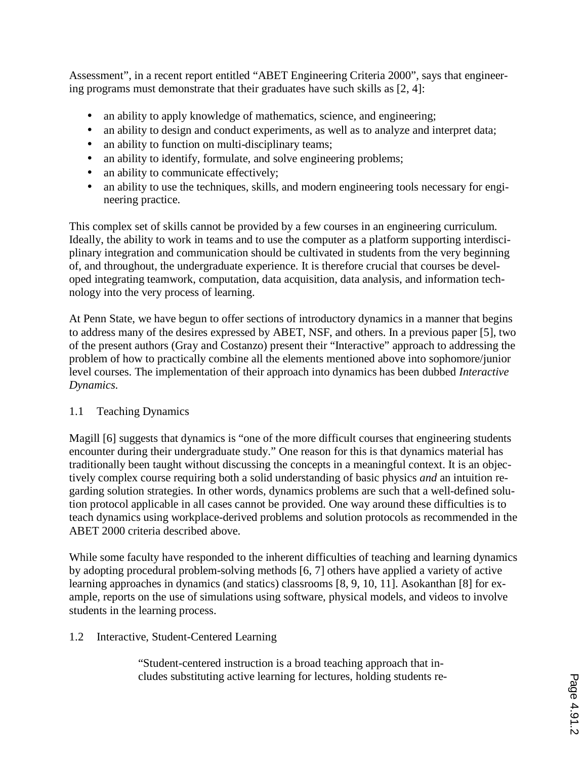Assessment", in a recent report entitled "ABET Engineering Criteria 2000", says that engineering programs must demonstrate that their graduates have such skills as [2, 4]:

- an ability to apply knowledge of mathematics, science, and engineering;
- an ability to design and conduct experiments, as well as to analyze and interpret data;
- an ability to function on multi-disciplinary teams;
- an ability to identify, formulate, and solve engineering problems;
- an ability to communicate effectively;
- an ability to use the techniques, skills, and modern engineering tools necessary for engineering practice.

This complex set of skills cannot be provided by a few courses in an engineering curriculum. Ideally, the ability to work in teams and to use the computer as a platform supporting interdisciplinary integration and communication should be cultivated in students from the very beginning of, and throughout, the undergraduate experience. It is therefore crucial that courses be developed integrating teamwork, computation, data acquisition, data analysis, and information technology into the very process of learning.

At Penn State, we have begun to offer sections of introductory dynamics in a manner that begins to address many of the desires expressed by ABET, NSF, and others. In a previous paper [5], two of the present authors (Gray and Costanzo) present their "Interactive" approach to addressing the problem of how to practically combine all the elements mentioned above into sophomore/junior level courses. The implementation of their approach into dynamics has been dubbed *Interactive Dynamics.*

### 1.1 Teaching Dynamics

Magill [6] suggests that dynamics is "one of the more difficult courses that engineering students encounter during their undergraduate study." One reason for this is that dynamics material has traditionally been taught without discussing the concepts in a meaningful context. It is an objectively complex course requiring both a solid understanding of basic physics *and* an intuition regarding solution strategies. In other words, dynamics problems are such that a well-defined solution protocol applicable in all cases cannot be provided. One way around these difficulties is to teach dynamics using workplace-derived problems and solution protocols as recommended in the ABET 2000 criteria described above.

While some faculty have responded to the inherent difficulties of teaching and learning dynamics by adopting procedural problem-solving methods [6, 7] others have applied a variety of active learning approaches in dynamics (and statics) classrooms [8, 9, 10, 11]. Asokanthan [8] for example, reports on the use of simulations using software, physical models, and videos to involve students in the learning process.

### 1.2 Interactive, Student-Centered Learning

> "Student-centered instruction is a broad teaching approach that includes substituting active learning for lectures, holding students re-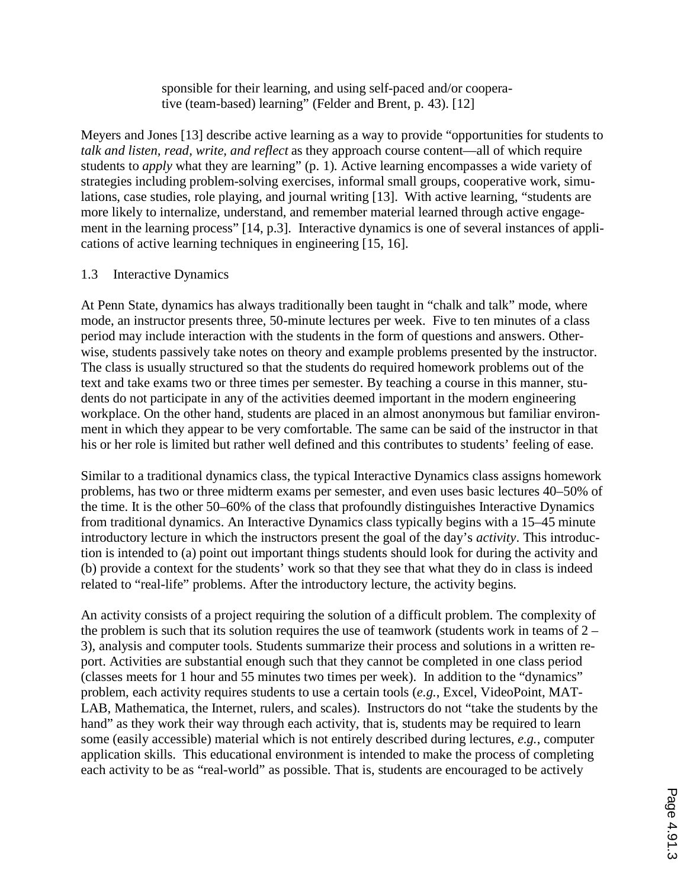sponsible for their learning, and using self-paced and/or cooperative (team-based) learning" (Felder and Brent, p. 43). [12]

Meyers and Jones [13] describe active learning as a way to provide "opportunities for students to *talk and listen, read, write, and reflect* as they approach course content—all of which require students to *apply* what they are learning" (p. 1). Active learning encompasses a wide variety of strategies including problem-solving exercises, informal small groups, cooperative work, simulations, case studies, role playing, and journal writing [13]. With active learning, "students are more likely to internalize, understand, and remember material learned through active engagement in the learning process" [14, p.3]. Interactive dynamics is one of several instances of applications of active learning techniques in engineering [15, 16].

### 1.3 Interactive Dynamics

At Penn State, dynamics has always traditionally been taught in "chalk and talk" mode, where mode, an instructor presents three, 50-minute lectures per week. Five to ten minutes of a class period may include interaction with the students in the form of questions and answers. Otherwise, students passively take notes on theory and example problems presented by the instructor. The class is usually structured so that the students do required homework problems out of the text and take exams two or three times per semester. By teaching a course in this manner, students do not participate in any of the activities deemed important in the modern engineering workplace. On the other hand, students are placed in an almost anonymous but familiar environment in which they appear to be very comfortable. The same can be said of the instructor in that his or her role is limited but rather well defined and this contributes to students' feeling of ease.

Similar to a traditional dynamics class, the typical Interactive Dynamics class assigns homework problems, has two or three midterm exams per semester, and even uses basic lectures 40–50% of the time. It is the other 50–60% of the class that profoundly distinguishes Interactive Dynamics from traditional dynamics. An Interactive Dynamics class typically begins with a 15–45 minute introductory lecture in which the instructors present the goal of the day's *activity*. This introduction is intended to (a) point out important things students should look for during the activity and (b) provide a context for the students' work so that they see that what they do in class is indeed related to "real-life" problems. After the introductory lecture, the activity begins.

An activity consists of a project requiring the solution of a difficult problem. The complexity of the problem is such that its solution requires the use of teamwork (students work in teams of 2 – 3), analysis and computer tools. Students summarize their process and solutions in a written report. Activities are substantial enough such that they cannot be completed in one class period (classes meets for 1 hour and 55 minutes two times per week). In addition to the "dynamics" problem, each activity requires students to use a certain tools (*e.g.*, Excel, VideoPoint, MATLAB, Mathematica, the Internet, rulers, and scales). Instructors do not "take the students by the hand" as they work their way through each activity, that is, students may be required to learn some (easily accessible) material which is not entirely described during lectures, *e.g.*, computer application skills. This educational environment is intended to make the process of completing each activity to be as "real-world" as possible. That is, students are encouraged to be actively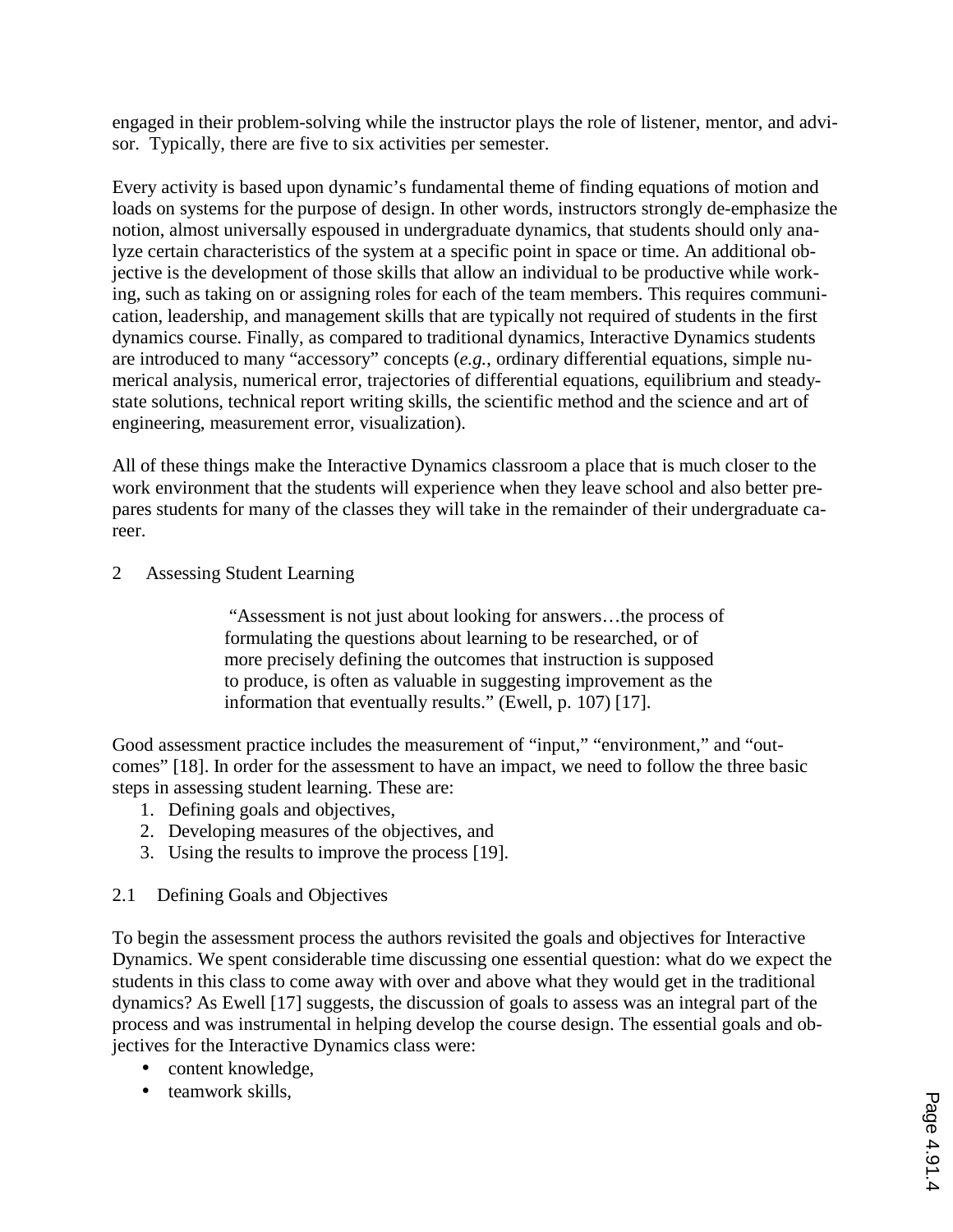engaged in their problem-solving while the instructor plays the role of listener, mentor, and advisor. Typically, there are five to six activities per semester.

Every activity is based upon dynamic's fundamental theme of finding equations of motion and loads on systems for the purpose of design. In other words, instructors strongly de-emphasize the notion, almost universally espoused in undergraduate dynamics, that students should only analyze certain characteristics of the system at a specific point in space or time. An additional objective is the development of those skills that allow an individual to be productive while working, such as taking on or assigning roles for each of the team members. This requires communication, leadership, and management skills that are typically not required of students in the first dynamics course. Finally, as compared to traditional dynamics, Interactive Dynamics students are introduced to many "accessory" concepts (*e.g.*, ordinary differential equations, simple numerical analysis, numerical error, trajectories of differential equations, equilibrium and steady-state solutions, technical report writing skills, the scientific method and the science and art of engineering, measurement error, visualization).

All of these things make the Interactive Dynamics classroom a place that is much closer to the work environment that the students will experience when they leave school and also better prepares students for many of the classes they will take in the remainder of their undergraduate career.

## 2 Assessing Student Learning

> "Assessment is not just about looking for answers…the process of formulating the questions about learning to be researched, or of more precisely defining the outcomes that instruction is supposed to produce, is often as valuable in suggesting improvement as the information that eventually results." (Ewell, p. 107) [17].

Good assessment practice includes the measurement of "input," "environment," and "outcomes" [18]. In order for the assessment to have an impact, we need to follow the three basic steps in assessing student learning. These are:

1. Defining goals and objectives,
2. Developing measures of the objectives, and
3. Using the results to improve the process [19].

### 2.1 Defining Goals and Objectives

To begin the assessment process the authors revisited the goals and objectives for Interactive Dynamics. We spent considerable time discussing one essential question: what do we expect the students in this class to come away with over and above what they would get in the traditional dynamics? As Ewell [17] suggests, the discussion of goals to assess was an integral part of the process and was instrumental in helping develop the course design. The essential goals and objectives for the Interactive Dynamics class were:

- content knowledge,
- teamwork skills,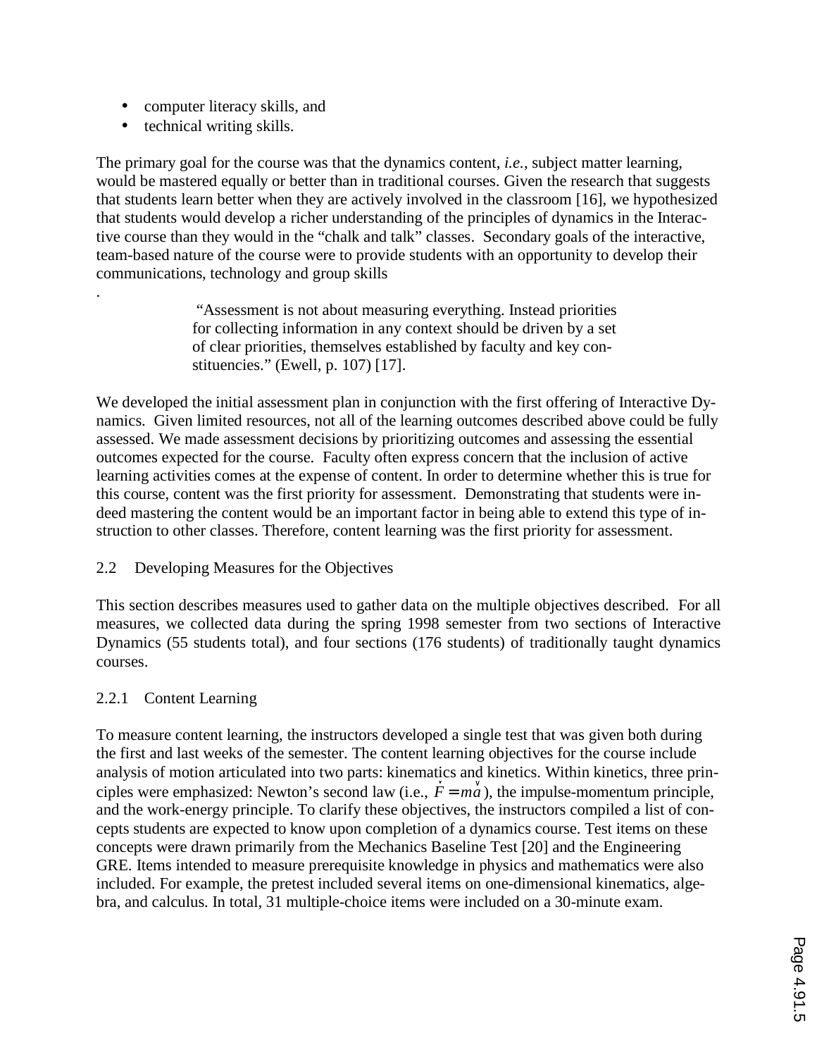- computer literacy skills, and
- technical writing skills.

The primary goal for the course was that the dynamics content, *i.e.*, subject matter learning, would be mastered equally or better than in traditional courses. Given the research that suggests that students learn better when they are actively involved in the classroom [16], we hypothesized that students would develop a richer understanding of the principles of dynamics in the Interactive course than they would in the "chalk and talk" classes. Secondary goals of the interactive, team-based nature of the course were to provide students with an opportunity to develop their communications, technology and group skills

.

> "Assessment is not about measuring everything. Instead priorities for collecting information in any context should be driven by a set of clear priorities, themselves established by faculty and key constituencies." (Ewell, p. 107) [17].

We developed the initial assessment plan in conjunction with the first offering of Interactive Dynamics. Given limited resources, not all of the learning outcomes described above could be fully assessed. We made assessment decisions by prioritizing outcomes and assessing the essential outcomes expected for the course. Faculty often express concern that the inclusion of active learning activities comes at the expense of content. In order to determine whether this is true for this course, content was the first priority for assessment. Demonstrating that students were indeed mastering the content would be an important factor in being able to extend this type of instruction to other classes. Therefore, content learning was the first priority for assessment.

### 2.2 Developing Measures for the Objectives

This section describes measures used to gather data on the multiple objectives described. For all measures, we collected data during the spring 1998 semester from two sections of Interactive Dynamics (55 students total), and four sections (176 students) of traditionally taught dynamics courses.

#### 2.2.1 Content Learning

To measure content learning, the instructors developed a single test that was given both during the first and last weeks of the semester. The content learning objectives for the course include analysis of motion articulated into two parts: kinematics and kinetics. Within kinetics, three principles were emphasized: Newton's second law (i.e., $\vec{F} = m\vec{a}$), the impulse-momentum principle, and the work-energy principle. To clarify these objectives, the instructors compiled a list of concepts students are expected to know upon completion of a dynamics course. Test items on these concepts were drawn primarily from the Mechanics Baseline Test [20] and the Engineering GRE. Items intended to measure prerequisite knowledge in physics and mathematics were also included. For example, the pretest included several items on one-dimensional kinematics, algebra, and calculus. In total, 31 multiple-choice items were included on a 30-minute exam.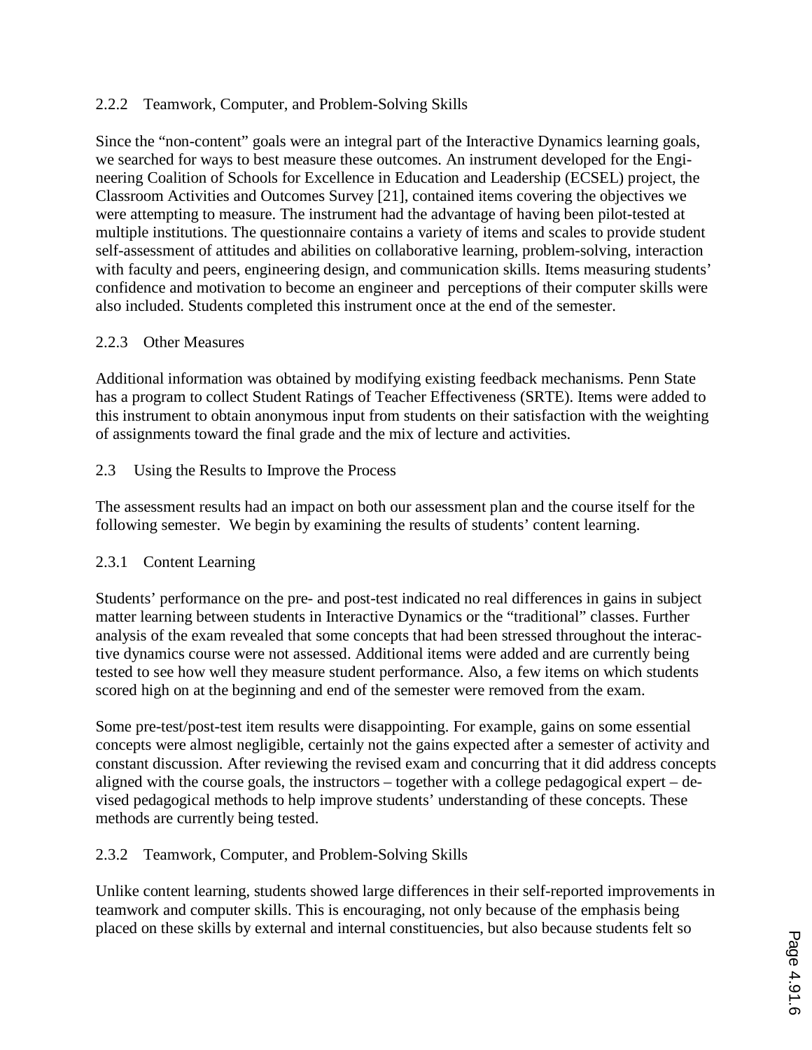### 2.2.2 Teamwork, Computer, and Problem-Solving Skills

Since the "non-content" goals were an integral part of the Interactive Dynamics learning goals, we searched for ways to best measure these outcomes. An instrument developed for the Engineering Coalition of Schools for Excellence in Education and Leadership (ECSEL) project, the Classroom Activities and Outcomes Survey [21], contained items covering the objectives we were attempting to measure. The instrument had the advantage of having been pilot-tested at multiple institutions. The questionnaire contains a variety of items and scales to provide student self-assessment of attitudes and abilities on collaborative learning, problem-solving, interaction with faculty and peers, engineering design, and communication skills. Items measuring students' confidence and motivation to become an engineer and perceptions of their computer skills were also included. Students completed this instrument once at the end of the semester.

### 2.2.3 Other Measures

Additional information was obtained by modifying existing feedback mechanisms. Penn State has a program to collect Student Ratings of Teacher Effectiveness (SRTE). Items were added to this instrument to obtain anonymous input from students on their satisfaction with the weighting of assignments toward the final grade and the mix of lecture and activities.

## 2.3 Using the Results to Improve the Process

The assessment results had an impact on both our assessment plan and the course itself for the following semester. We begin by examining the results of students' content learning.

### 2.3.1 Content Learning

Students' performance on the pre- and post-test indicated no real differences in gains in subject matter learning between students in Interactive Dynamics or the "traditional" classes. Further analysis of the exam revealed that some concepts that had been stressed throughout the interactive dynamics course were not assessed. Additional items were added and are currently being tested to see how well they measure student performance. Also, a few items on which students scored high on at the beginning and end of the semester were removed from the exam.

Some pre-test/post-test item results were disappointing. For example, gains on some essential concepts were almost negligible, certainly not the gains expected after a semester of activity and constant discussion. After reviewing the revised exam and concurring that it did address concepts aligned with the course goals, the instructors – together with a college pedagogical expert – devised pedagogical methods to help improve students' understanding of these concepts. These methods are currently being tested.

### 2.3.2 Teamwork, Computer, and Problem-Solving Skills

Unlike content learning, students showed large differences in their self-reported improvements in teamwork and computer skills. This is encouraging, not only because of the emphasis being placed on these skills by external and internal constituencies, but also because students felt so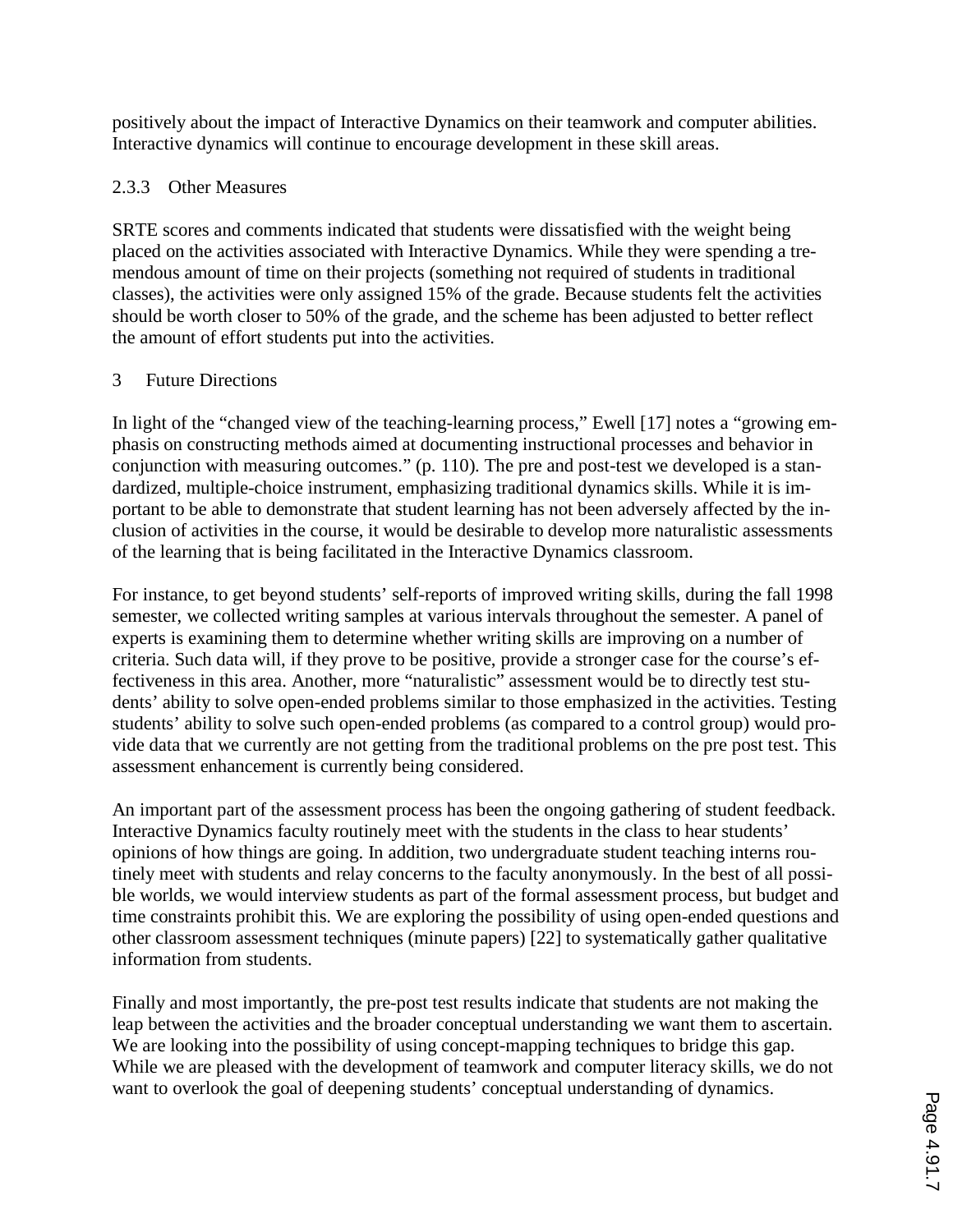positively about the impact of Interactive Dynamics on their teamwork and computer abilities. Interactive dynamics will continue to encourage development in these skill areas.

### 2.3.3 Other Measures

SRTE scores and comments indicated that students were dissatisfied with the weight being placed on the activities associated with Interactive Dynamics. While they were spending a tremendous amount of time on their projects (something not required of students in traditional classes), the activities were only assigned 15% of the grade. Because students felt the activities should be worth closer to 50% of the grade, and the scheme has been adjusted to better reflect the amount of effort students put into the activities.

## 3 Future Directions

In light of the "changed view of the teaching-learning process," Ewell [17] notes a "growing emphasis on constructing methods aimed at documenting instructional processes and behavior in conjunction with measuring outcomes." (p. 110). The pre and post-test we developed is a standardized, multiple-choice instrument, emphasizing traditional dynamics skills. While it is important to be able to demonstrate that student learning has not been adversely affected by the inclusion of activities in the course, it would be desirable to develop more naturalistic assessments of the learning that is being facilitated in the Interactive Dynamics classroom.

For instance, to get beyond students' self-reports of improved writing skills, during the fall 1998 semester, we collected writing samples at various intervals throughout the semester. A panel of experts is examining them to determine whether writing skills are improving on a number of criteria. Such data will, if they prove to be positive, provide a stronger case for the course's effectiveness in this area. Another, more "naturalistic" assessment would be to directly test students' ability to solve open-ended problems similar to those emphasized in the activities. Testing students' ability to solve such open-ended problems (as compared to a control group) would provide data that we currently are not getting from the traditional problems on the pre post test. This assessment enhancement is currently being considered.

An important part of the assessment process has been the ongoing gathering of student feedback. Interactive Dynamics faculty routinely meet with the students in the class to hear students' opinions of how things are going. In addition, two undergraduate student teaching interns routinely meet with students and relay concerns to the faculty anonymously. In the best of all possible worlds, we would interview students as part of the formal assessment process, but budget and time constraints prohibit this. We are exploring the possibility of using open-ended questions and other classroom assessment techniques (minute papers) [22] to systematically gather qualitative information from students.

Finally and most importantly, the pre-post test results indicate that students are not making the leap between the activities and the broader conceptual understanding we want them to ascertain. We are looking into the possibility of using concept-mapping techniques to bridge this gap. While we are pleased with the development of teamwork and computer literacy skills, we do not want to overlook the goal of deepening students' conceptual understanding of dynamics.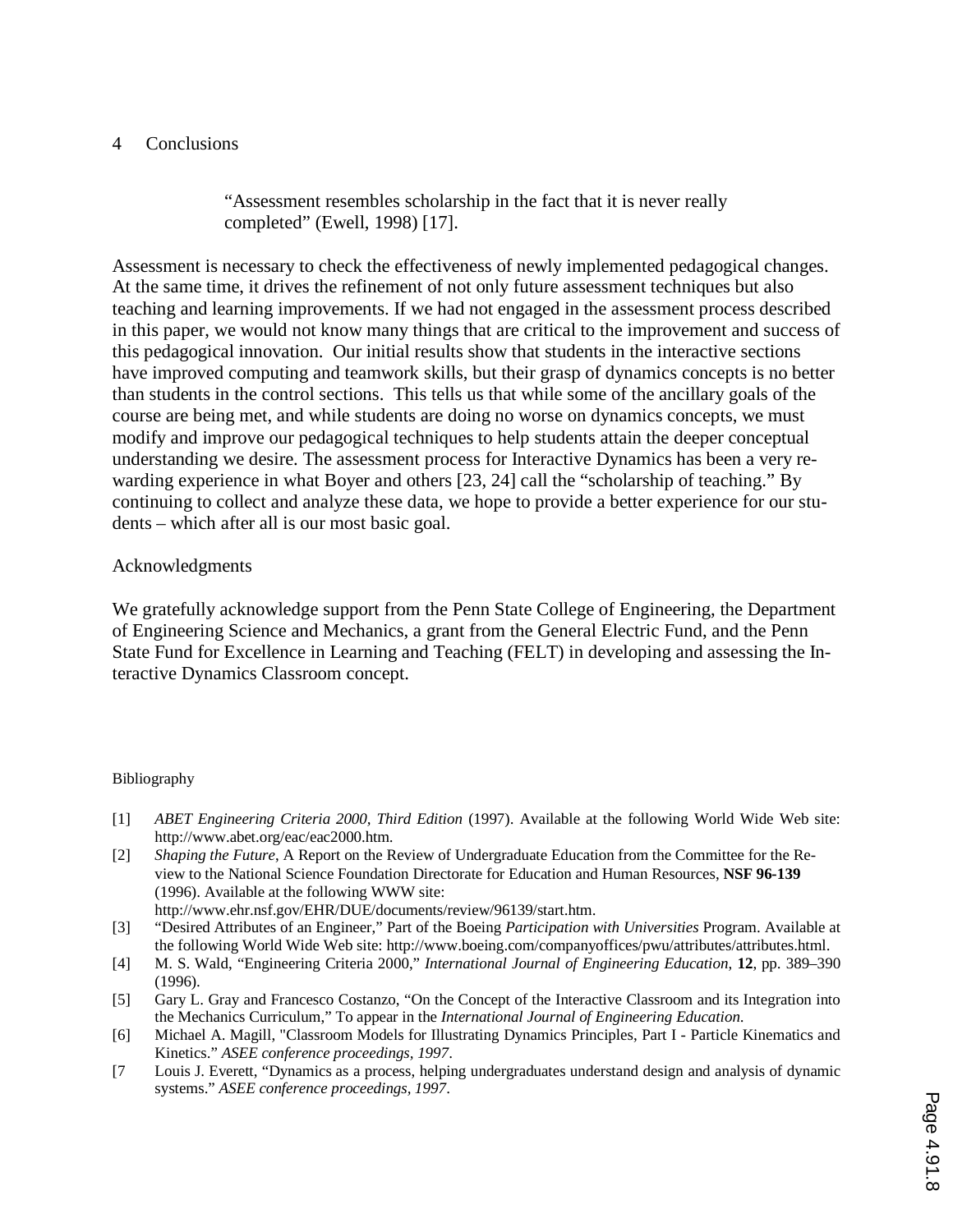## 4 Conclusions

> "Assessment resembles scholarship in the fact that it is never really completed" (Ewell, 1998) [17].

Assessment is necessary to check the effectiveness of newly implemented pedagogical changes. At the same time, it drives the refinement of not only future assessment techniques but also teaching and learning improvements. If we had not engaged in the assessment process described in this paper, we would not know many things that are critical to the improvement and success of this pedagogical innovation. Our initial results show that students in the interactive sections have improved computing and teamwork skills, but their grasp of dynamics concepts is no better than students in the control sections. This tells us that while some of the ancillary goals of the course are being met, and while students are doing no worse on dynamics concepts, we must modify and improve our pedagogical techniques to help students attain the deeper conceptual understanding we desire. The assessment process for Interactive Dynamics has been a very rewarding experience in what Boyer and others [23, 24] call the "scholarship of teaching." By continuing to collect and analyze these data, we hope to provide a better experience for our students – which after all is our most basic goal.

## Acknowledgments

We gratefully acknowledge support from the Penn State College of Engineering, the Department of Engineering Science and Mechanics, a grant from the General Electric Fund, and the Penn State Fund for Excellence in Learning and Teaching (FELT) in developing and assessing the Interactive Dynamics Classroom concept.

## Bibliography

[1] *ABET Engineering Criteria 2000, Third Edition* (1997). Available at the following World Wide Web site: http://www.abet.org/eac/eac2000.htm.

[2] *Shaping the Future*, A Report on the Review of Undergraduate Education from the Committee for the Review to the National Science Foundation Directorate for Education and Human Resources, **NSF 96-139** (1996). Available at the following WWW site: http://www.ehr.nsf.gov/EHR/DUE/documents/review/96139/start.htm.

[3] "Desired Attributes of an Engineer," Part of the Boeing *Participation with Universities* Program. Available at the following World Wide Web site: http://www.boeing.com/companyoffices/pwu/attributes/attributes.html.

[4] M. S. Wald, "Engineering Criteria 2000," *International Journal of Engineering Education*, **12**, pp. 389–390 (1996).

[5] Gary L. Gray and Francesco Costanzo, "On the Concept of the Interactive Classroom and its Integration into the Mechanics Curriculum," To appear in the *International Journal of Engineering Education*.

[6] Michael A. Magill, "Classroom Models for Illustrating Dynamics Principles, Part I - Particle Kinematics and Kinetics." *ASEE conference proceedings, 1997*.

[7 Louis J. Everett, "Dynamics as a process, helping undergraduates understand design and analysis of dynamic systems." *ASEE conference proceedings, 1997*.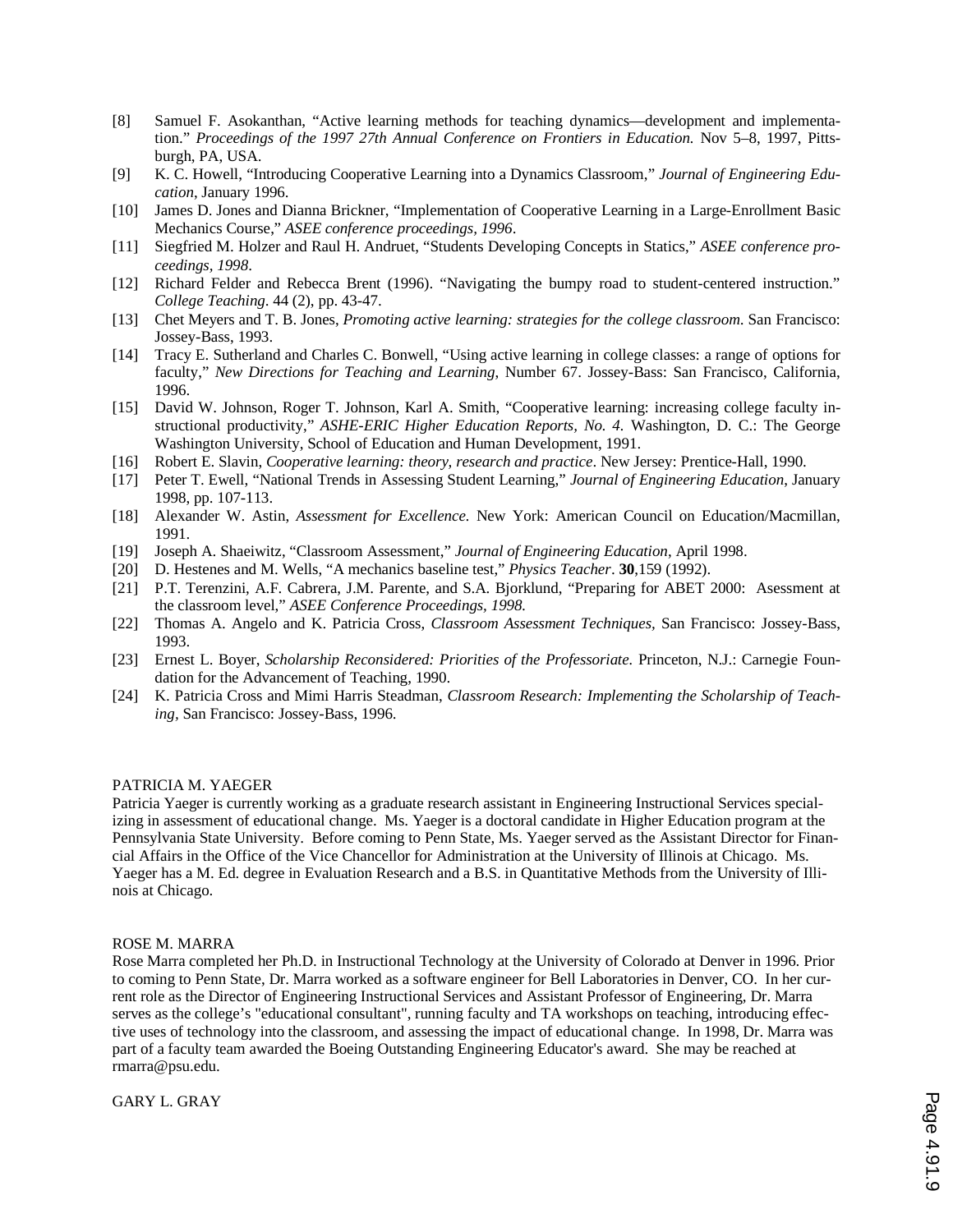[8] Samuel F. Asokanthan, "Active learning methods for teaching dynamics—development and implementation." *Proceedings of the 1997 27th Annual Conference on Frontiers in Education.* Nov 5–8, 1997, Pittsburgh, PA, USA.

[9] K. C. Howell, "Introducing Cooperative Learning into a Dynamics Classroom," *Journal of Engineering Education*, January 1996.

[10] James D. Jones and Dianna Brickner, "Implementation of Cooperative Learning in a Large-Enrollment Basic Mechanics Course," *ASEE conference proceedings, 1996*.

[11] Siegfried M. Holzer and Raul H. Andruet, "Students Developing Concepts in Statics," *ASEE conference proceedings, 1998*.

[12] Richard Felder and Rebecca Brent (1996). "Navigating the bumpy road to student-centered instruction." *College Teaching*. 44 (2), pp. 43-47.

[13] Chet Meyers and T. B. Jones, *Promoting active learning: strategies for the college classroom*. San Francisco: Jossey-Bass, 1993.

[14] Tracy E. Sutherland and Charles C. Bonwell, "Using active learning in college classes: a range of options for faculty," *New Directions for Teaching and Learning*, Number 67. Jossey-Bass: San Francisco, California, 1996.

[15] David W. Johnson, Roger T. Johnson, Karl A. Smith, "Cooperative learning: increasing college faculty instructional productivity," *ASHE-ERIC Higher Education Reports, No. 4.* Washington, D. C.: The George Washington University, School of Education and Human Development, 1991.

[16] Robert E. Slavin, *Cooperative learning: theory, research and practice*. New Jersey: Prentice-Hall, 1990.

[17] Peter T. Ewell, "National Trends in Assessing Student Learning," *Journal of Engineering Education*, January 1998, pp. 107-113.

[18] Alexander W. Astin, *Assessment for Excellence*. New York: American Council on Education/Macmillan, 1991.

[19] Joseph A. Shaeiwitz, "Classroom Assessment," *Journal of Engineering Education*, April 1998.

[20] D. Hestenes and M. Wells, "A mechanics baseline test," *Physics Teacher*. **30**,159 (1992).

[21] P.T. Terenzini, A.F. Cabrera, J.M. Parente, and S.A. Bjorklund, "Preparing for ABET 2000: Asessment at the classroom level," *ASEE Conference Proceedings, 1998.*

[22] Thomas A. Angelo and K. Patricia Cross, *Classroom Assessment Techniques*, San Francisco: Jossey-Bass, 1993.

[23] Ernest L. Boyer, *Scholarship Reconsidered: Priorities of the Professoriate*. Princeton, N.J.: Carnegie Foundation for the Advancement of Teaching, 1990.

[24] K. Patricia Cross and Mimi Harris Steadman, *Classroom Research: Implementing the Scholarship of Teaching*, San Francisco: Jossey-Bass, 1996.

PATRICIA M. YAEGER

Patricia Yaeger is currently working as a graduate research assistant in Engineering Instructional Services specializing in assessment of educational change. Ms. Yaeger is a doctoral candidate in Higher Education program at the Pennsylvania State University. Before coming to Penn State, Ms. Yaeger served as the Assistant Director for Financial Affairs in the Office of the Vice Chancellor for Administration at the University of Illinois at Chicago. Ms. Yaeger has a M. Ed. degree in Evaluation Research and a B.S. in Quantitative Methods from the University of Illinois at Chicago.

ROSE M. MARRA

Rose Marra completed her Ph.D. in Instructional Technology at the University of Colorado at Denver in 1996. Prior to coming to Penn State, Dr. Marra worked as a software engineer for Bell Laboratories in Denver, CO. In her current role as the Director of Engineering Instructional Services and Assistant Professor of Engineering, Dr. Marra serves as the college's "educational consultant", running faculty and TA workshops on teaching, introducing effective uses of technology into the classroom, and assessing the impact of educational change. In 1998, Dr. Marra was part of a faculty team awarded the Boeing Outstanding Engineering Educator's award. She may be reached at rmarra@psu.edu.

GARY L. GRAY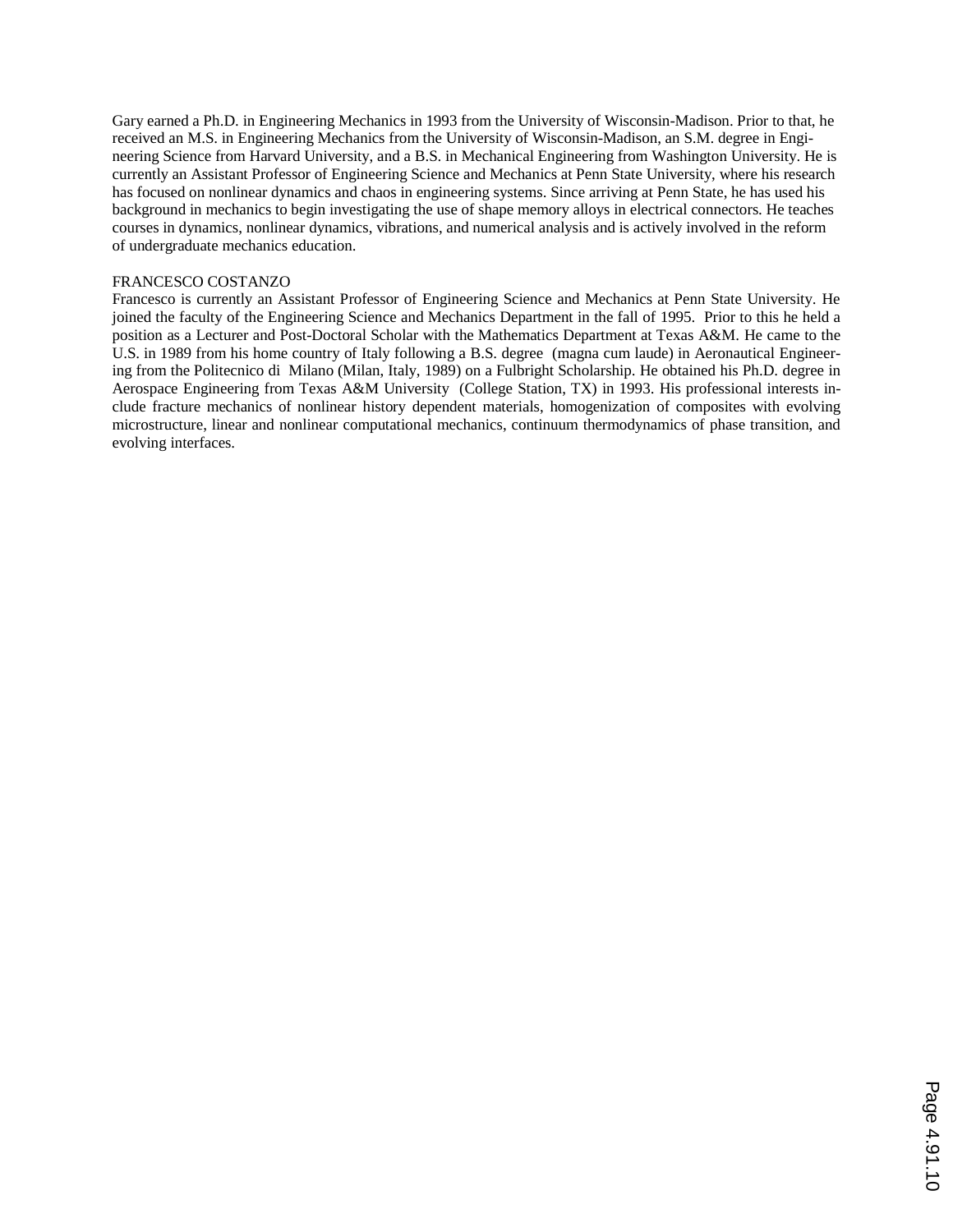Gary earned a Ph.D. in Engineering Mechanics in 1993 from the University of Wisconsin-Madison. Prior to that, he received an M.S. in Engineering Mechanics from the University of Wisconsin-Madison, an S.M. degree in Engineering Science from Harvard University, and a B.S. in Mechanical Engineering from Washington University. He is currently an Assistant Professor of Engineering Science and Mechanics at Penn State University, where his research has focused on nonlinear dynamics and chaos in engineering systems. Since arriving at Penn State, he has used his background in mechanics to begin investigating the use of shape memory alloys in electrical connectors. He teaches courses in dynamics, nonlinear dynamics, vibrations, and numerical analysis and is actively involved in the reform of undergraduate mechanics education.

FRANCESCO COSTANZO

Francesco is currently an Assistant Professor of Engineering Science and Mechanics at Penn State University. He joined the faculty of the Engineering Science and Mechanics Department in the fall of 1995. Prior to this he held a position as a Lecturer and Post-Doctoral Scholar with the Mathematics Department at Texas A&M. He came to the U.S. in 1989 from his home country of Italy following a B.S. degree (magna cum laude) in Aeronautical Engineering from the Politecnico di Milano (Milan, Italy, 1989) on a Fulbright Scholarship. He obtained his Ph.D. degree in Aerospace Engineering from Texas A&M University (College Station, TX) in 1993. His professional interests include fracture mechanics of nonlinear history dependent materials, homogenization of composites with evolving microstructure, linear and nonlinear computational mechanics, continuum thermodynamics of phase transition, and evolving interfaces.